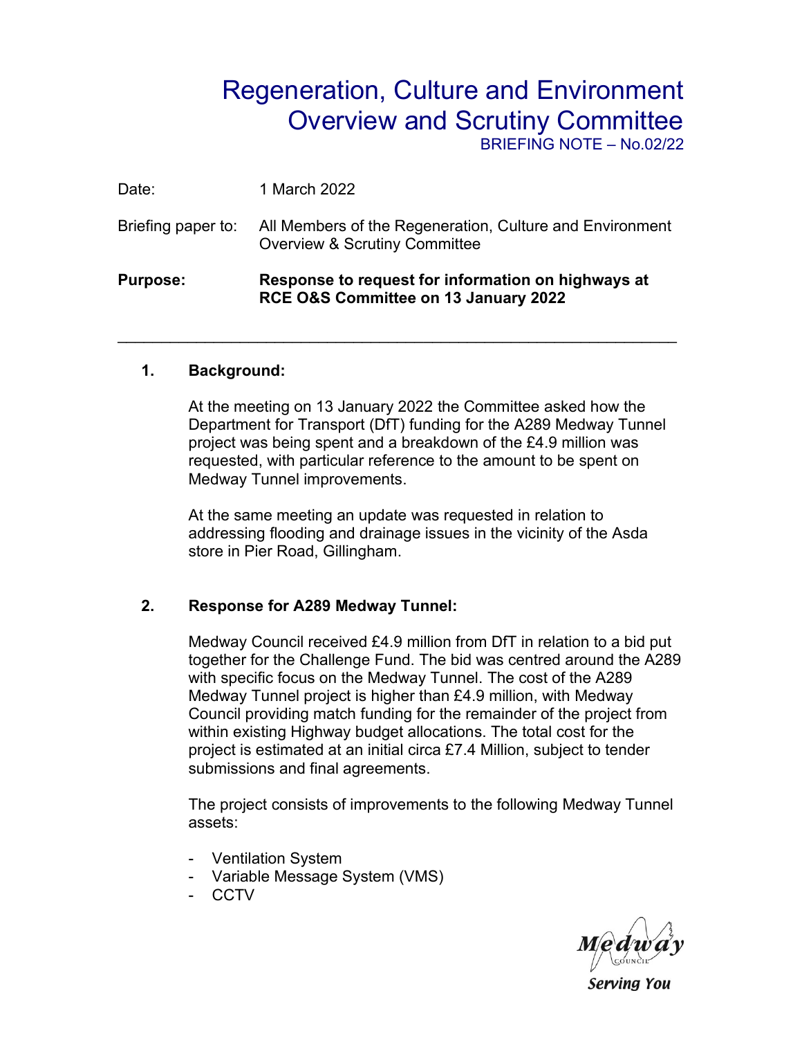# Regeneration, Culture and Environment Overview and Scrutiny Committee

BRIEFING NOTE – No.02/22

Date: 1 March 2022

Briefing paper to: All Members of the Regeneration, Culture and Environment Overview & Scrutiny Committee

**Purpose: Response to request for information on highways at RCE O&S Committee on 13 January 2022**

---

## 1. Background:

At the meeting on 13 January 2022 the Committee asked how the Department for Transport (DfT) funding for the A289 Medway Tunnel project was being spent and a breakdown of the £4.9 million was requested, with particular reference to the amount to be spent on Medway Tunnel improvements.

At the same meeting an update was requested in relation to addressing flooding and drainage issues in the vicinity of the Asda store in Pier Road, Gillingham.

## 2. Response for A289 Medway Tunnel:

Medway Council received £4.9 million from DfT in relation to a bid put together for the Challenge Fund. The bid was centred around the A289 with specific focus on the Medway Tunnel. The cost of the A289 Medway Tunnel project is higher than £4.9 million, with Medway Council providing match funding for the remainder of the project from within existing Highway budget allocations. The total cost for the project is estimated at an initial circa £7.4 Million, subject to tender submissions and final agreements.

The project consists of improvements to the following Medway Tunnel assets:

- Ventilation System
- Variable Message System (VMS)
- CCTV

Medway Council
Serving You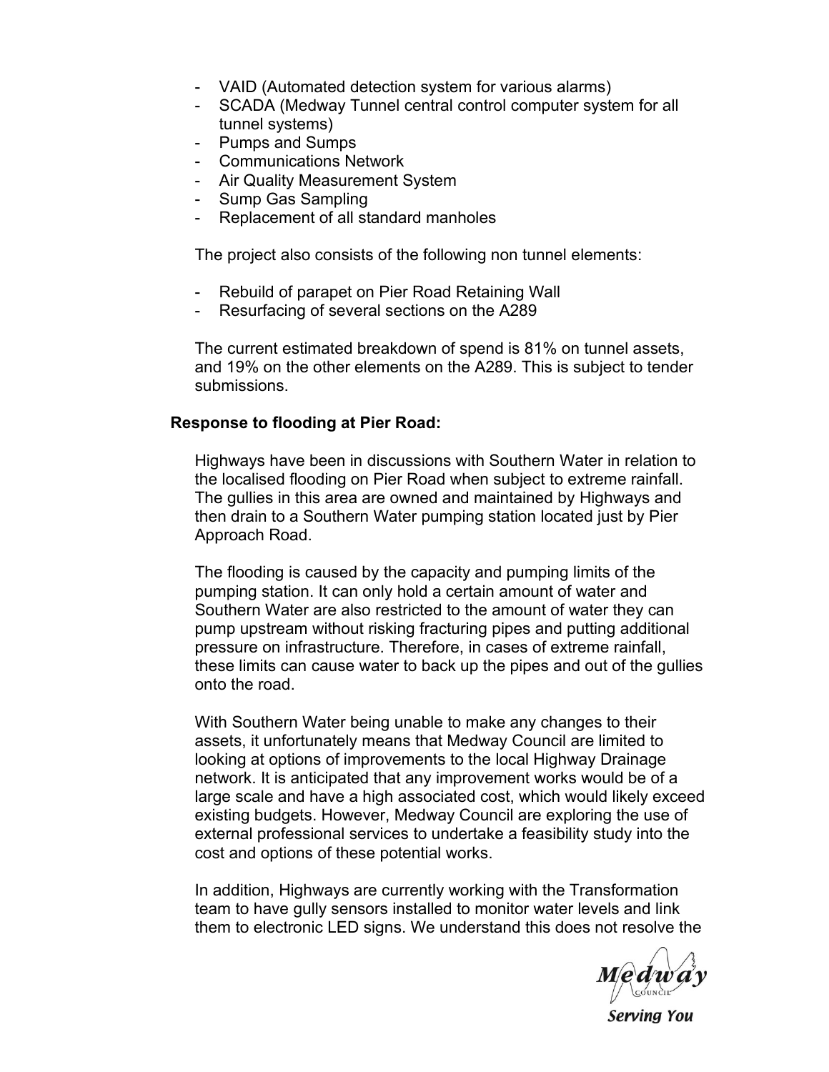- VAID (Automated detection system for various alarms)
- SCADA (Medway Tunnel central control computer system for all tunnel systems)
- Pumps and Sumps
- Communications Network
- Air Quality Measurement System
- Sump Gas Sampling
- Replacement of all standard manholes

The project also consists of the following non tunnel elements:

- Rebuild of parapet on Pier Road Retaining Wall
- Resurfacing of several sections on the A289

The current estimated breakdown of spend is 81% on tunnel assets, and 19% on the other elements on the A289. This is subject to tender submissions.

**Response to flooding at Pier Road:**

Highways have been in discussions with Southern Water in relation to the localised flooding on Pier Road when subject to extreme rainfall. The gullies in this area are owned and maintained by Highways and then drain to a Southern Water pumping station located just by Pier Approach Road.

The flooding is caused by the capacity and pumping limits of the pumping station. It can only hold a certain amount of water and Southern Water are also restricted to the amount of water they can pump upstream without risking fracturing pipes and putting additional pressure on infrastructure. Therefore, in cases of extreme rainfall, these limits can cause water to back up the pipes and out of the gullies onto the road.

With Southern Water being unable to make any changes to their assets, it unfortunately means that Medway Council are limited to looking at options of improvements to the local Highway Drainage network. It is anticipated that any improvement works would be of a large scale and have a high associated cost, which would likely exceed existing budgets. However, Medway Council are exploring the use of external professional services to undertake a feasibility study into the cost and options of these potential works.

In addition, Highways are currently working with the Transformation team to have gully sensors installed to monitor water levels and link them to electronic LED signs. We understand this does not resolve the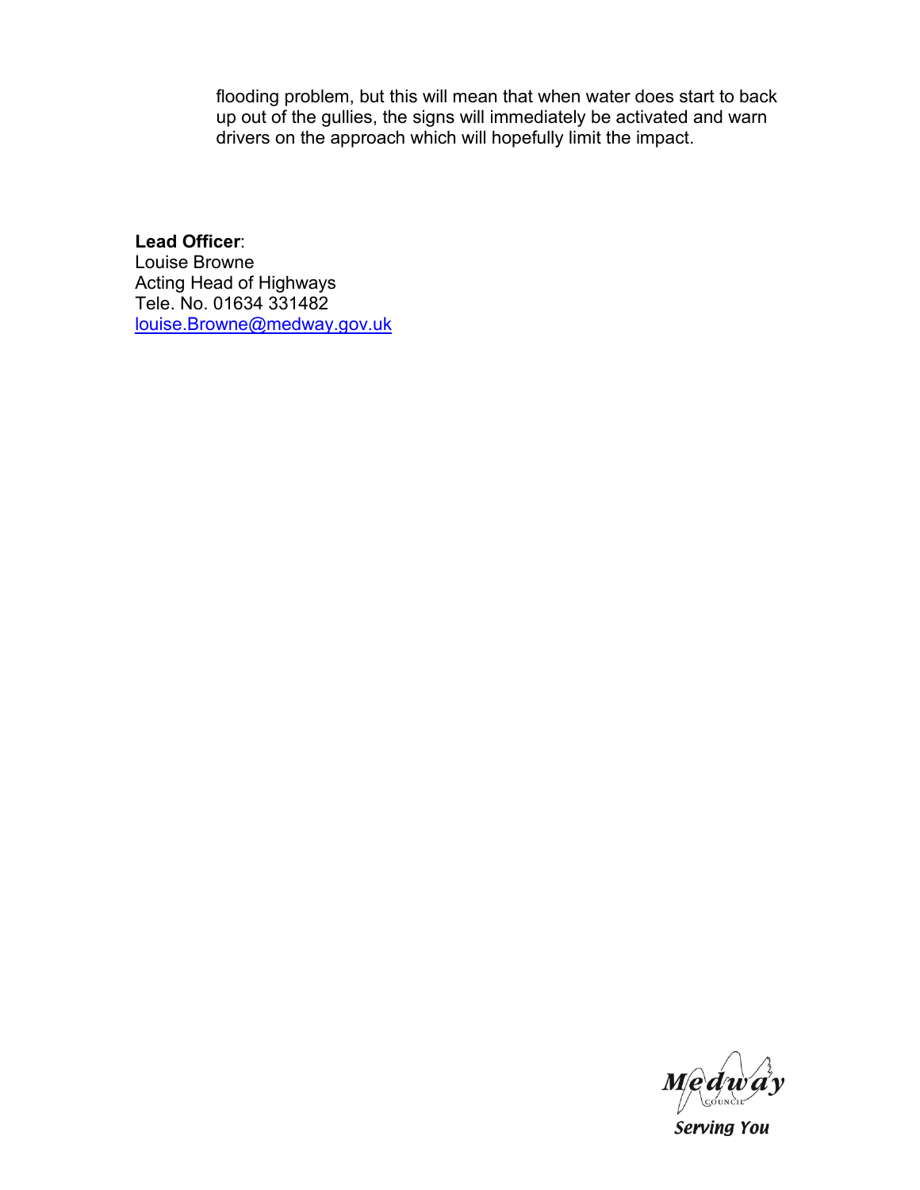flooding problem, but this will mean that when water does start to back up out of the gullies, the signs will immediately be activated and warn drivers on the approach which will hopefully limit the impact.

**Lead Officer**:
Louise Browne
Acting Head of Highways
Tele. No. 01634 331482
louise.Browne@medway.gov.uk